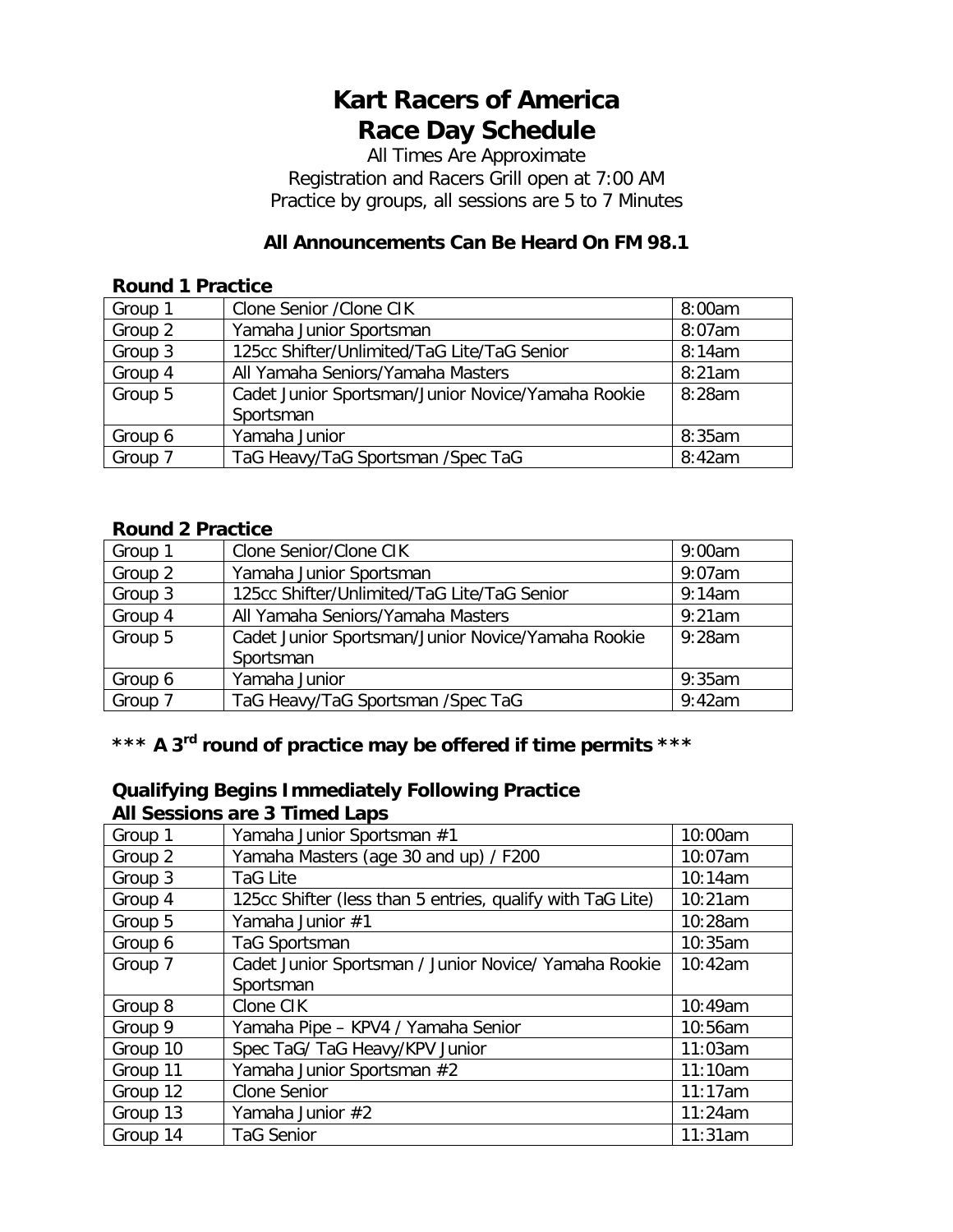# Kart Racers of America
# Race Day Schedule

All Times Are Approximate
Registration and Racers Grill open at 7:00 AM
Practice by groups, all sessions are 5 to 7 Minutes

**All Announcements Can Be Heard On FM 98.1**

### Round 1 Practice

| Group | Class | Time |
|---|---|---|
| Group 1 | Clone Senior /Clone CIK | 8:00am |
| Group 2 | Yamaha Junior Sportsman | 8:07am |
| Group 3 | 125cc Shifter/Unlimited/TaG Lite/TaG Senior | 8:14am |
| Group 4 | All Yamaha Seniors/Yamaha Masters | 8:21am |
| Group 5 | Cadet Junior Sportsman/Junior Novice/Yamaha Rookie Sportsman | 8:28am |
| Group 6 | Yamaha Junior | 8:35am |
| Group 7 | TaG Heavy/TaG Sportsman /Spec TaG | 8:42am |

### Round 2 Practice

| Group | Class | Time |
|---|---|---|
| Group 1 | Clone Senior/Clone CIK | 9:00am |
| Group 2 | Yamaha Junior Sportsman | 9:07am |
| Group 3 | 125cc Shifter/Unlimited/TaG Lite/TaG Senior | 9:14am |
| Group 4 | All Yamaha Seniors/Yamaha Masters | 9:21am |
| Group 5 | Cadet Junior Sportsman/Junior Novice/Yamaha Rookie Sportsman | 9:28am |
| Group 6 | Yamaha Junior | 9:35am |
| Group 7 | TaG Heavy/TaG Sportsman /Spec TaG | 9:42am |

**\*\*\* A 3rd round of practice may be offered if time permits \*\*\***

### Qualifying Begins Immediately Following Practice
### All Sessions are 3 Timed Laps

| Group | Class | Time |
|---|---|---|
| Group 1 | Yamaha Junior Sportsman #1 | 10:00am |
| Group 2 | Yamaha Masters (age 30 and up) / F200 | 10:07am |
| Group 3 | TaG Lite | 10:14am |
| Group 4 | 125cc Shifter (less than 5 entries, qualify with TaG Lite) | 10:21am |
| Group 5 | Yamaha Junior #1 | 10:28am |
| Group 6 | TaG Sportsman | 10:35am |
| Group 7 | Cadet Junior Sportsman / Junior Novice/ Yamaha Rookie Sportsman | 10:42am |
| Group 8 | Clone CIK | 10:49am |
| Group 9 | Yamaha Pipe – KPV4 / Yamaha Senior | 10:56am |
| Group 10 | Spec TaG/ TaG Heavy/KPV Junior | 11:03am |
| Group 11 | Yamaha Junior Sportsman #2 | 11:10am |
| Group 12 | Clone Senior | 11:17am |
| Group 13 | Yamaha Junior #2 | 11:24am |
| Group 14 | TaG Senior | 11:31am |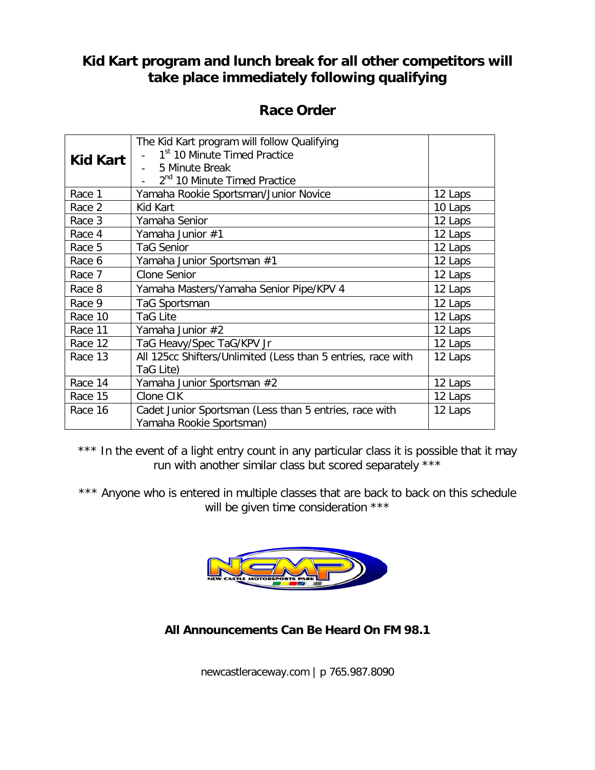## Kid Kart program and lunch break for all other competitors will take place immediately following qualifying

## Race Order

| | | |
|---|---|---|
| **Kid Kart** | The Kid Kart program will follow Qualifying<br>- 1st 10 Minute Timed Practice<br>- 5 Minute Break<br>- 2nd 10 Minute Timed Practice | |
| Race 1 | Yamaha Rookie Sportsman/Junior Novice | 12 Laps |
| Race 2 | Kid Kart | 10 Laps |
| Race 3 | Yamaha Senior | 12 Laps |
| Race 4 | Yamaha Junior #1 | 12 Laps |
| Race 5 | TaG Senior | 12 Laps |
| Race 6 | Yamaha Junior Sportsman #1 | 12 Laps |
| Race 7 | Clone Senior | 12 Laps |
| Race 8 | Yamaha Masters/Yamaha Senior Pipe/KPV 4 | 12 Laps |
| Race 9 | TaG Sportsman | 12 Laps |
| Race 10 | TaG Lite | 12 Laps |
| Race 11 | Yamaha Junior #2 | 12 Laps |
| Race 12 | TaG Heavy/Spec TaG/KPV Jr | 12 Laps |
| Race 13 | All 125cc Shifters/Unlimited (Less than 5 entries, race with TaG Lite) | 12 Laps |
| Race 14 | Yamaha Junior Sportsman #2 | 12 Laps |
| Race 15 | Clone CIK | 12 Laps |
| Race 16 | Cadet Junior Sportsman (Less than 5 entries, race with Yamaha Rookie Sportsman) | 12 Laps |

*** In the event of a light entry count in any particular class it is possible that it may run with another similar class but scored separately ***

*** Anyone who is entered in multiple classes that are back to back on this schedule will be given time consideration ***

NCMP
NEW CASTLE MOTORSPORTS PARK

**All Announcements Can Be Heard On FM 98.1**

newcastleraceway.com | p 765.987.8090